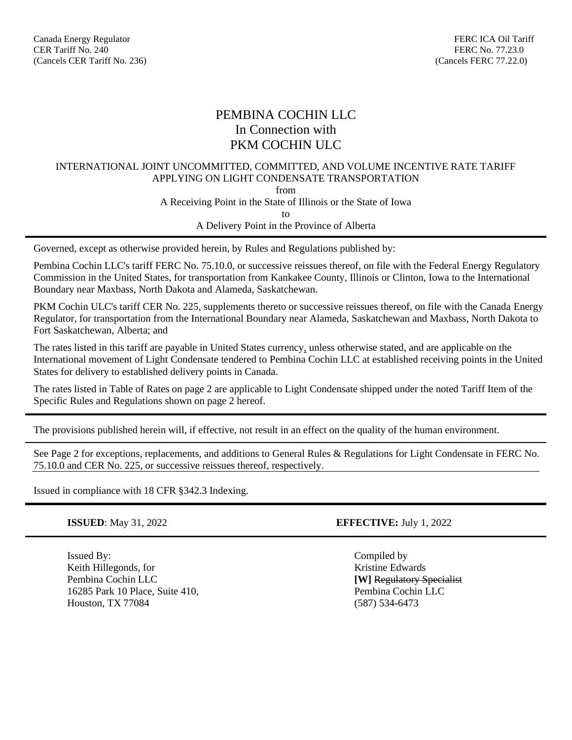Canada Energy Regulator
CER Tariff No. 240
(Cancels CER Tariff No. 236)

FERC ICA Oil Tariff
FERC No. 77.23.0
(Cancels FERC 77.22.0)

# PEMBINA COCHIN LLC
# In Connection with
# PKM COCHIN ULC

INTERNATIONAL JOINT UNCOMMITTED, COMMITTED, AND VOLUME INCENTIVE RATE TARIFF
APPLYING ON LIGHT CONDENSATE TRANSPORTATION
from
A Receiving Point in the State of Illinois or the State of Iowa
to
A Delivery Point in the Province of Alberta

---

Governed, except as otherwise provided herein, by Rules and Regulations published by:

Pembina Cochin LLC's tariff FERC No. 75.10.0, or successive reissues thereof, on file with the Federal Energy Regulatory Commission in the United States, for transportation from Kankakee County, Illinois or Clinton, Iowa to the International Boundary near Maxbass, North Dakota and Alameda, Saskatchewan.

PKM Cochin ULC's tariff CER No. 225, supplements thereto or successive reissues thereof, on file with the Canada Energy Regulator, for transportation from the International Boundary near Alameda, Saskatchewan and Maxbass, North Dakota to Fort Saskatchewan, Alberta; and

The rates listed in this tariff are payable in United States currency, unless otherwise stated, and are applicable on the International movement of Light Condensate tendered to Pembina Cochin LLC at established receiving points in the United States for delivery to established delivery points in Canada.

The rates listed in Table of Rates on page 2 are applicable to Light Condensate shipped under the noted Tariff Item of the Specific Rules and Regulations shown on page 2 hereof.

---

The provisions published herein will, if effective, not result in an effect on the quality of the human environment.

---

See Page 2 for exceptions, replacements, and additions to General Rules & Regulations for Light Condensate in FERC No. 75.10.0 and CER No. 225, or successive reissues thereof, respectively.

Issued in compliance with 18 CFR §342.3 Indexing.

---

**ISSUED**: May 31, 2022

**EFFECTIVE:** July 1, 2022

---

Issued By:
Keith Hillegonds, for
Pembina Cochin LLC
16285 Park 10 Place, Suite 410,
Houston, TX 77084

Compiled by
Kristine Edwards
**[W]** ~~Regulatory Specialist~~
Pembina Cochin LLC
(587) 534-6473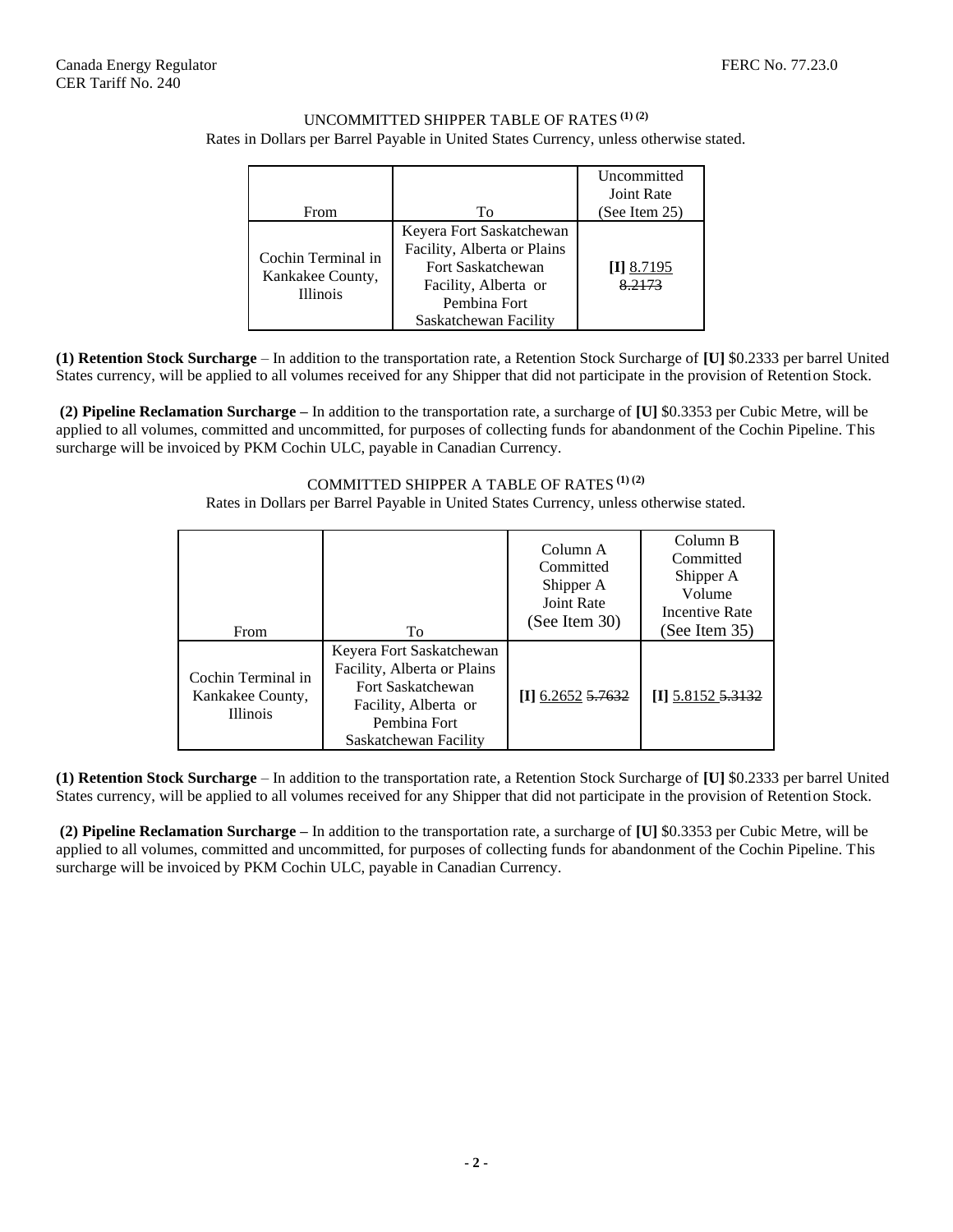UNCOMMITTED SHIPPER TABLE OF RATES (1) (2)

Rates in Dollars per Barrel Payable in United States Currency, unless otherwise stated.

| From | To | Uncommitted Joint Rate (See Item 25) |
|---|---|---|
| Cochin Terminal in Kankakee County, Illinois | Keyera Fort Saskatchewan Facility, Alberta or Plains Fort Saskatchewan Facility, Alberta or Pembina Fort Saskatchewan Facility | **[I]** 8.7195 ~~8.2173~~ |

**(1) Retention Stock Surcharge** – In addition to the transportation rate, a Retention Stock Surcharge of **[U]** $0.2333 per barrel United States currency, will be applied to all volumes received for any Shipper that did not participate in the provision of Retention Stock.

**(2) Pipeline Reclamation Surcharge –** In addition to the transportation rate, a surcharge of **[U]** $0.3353 per Cubic Metre, will be applied to all volumes, committed and uncommitted, for purposes of collecting funds for abandonment of the Cochin Pipeline. This surcharge will be invoiced by PKM Cochin ULC, payable in Canadian Currency.

COMMITTED SHIPPER A TABLE OF RATES (1) (2)

Rates in Dollars per Barrel Payable in United States Currency, unless otherwise stated.

| From | To | Column A Committed Shipper A Joint Rate (See Item 30) | Column B Committed Shipper A Volume Incentive Rate (See Item 35) |
|---|---|---|---|
| Cochin Terminal in Kankakee County, Illinois | Keyera Fort Saskatchewan Facility, Alberta or Plains Fort Saskatchewan Facility, Alberta or Pembina Fort Saskatchewan Facility | **[I]** 6.2652 ~~5.7632~~ | **[I]** 5.8152 ~~5.3132~~ |

**(1) Retention Stock Surcharge** – In addition to the transportation rate, a Retention Stock Surcharge of **[U]** $0.2333 per barrel United States currency, will be applied to all volumes received for any Shipper that did not participate in the provision of Retention Stock.

**(2) Pipeline Reclamation Surcharge –** In addition to the transportation rate, a surcharge of **[U]** $0.3353 per Cubic Metre, will be applied to all volumes, committed and uncommitted, for purposes of collecting funds for abandonment of the Cochin Pipeline. This surcharge will be invoiced by PKM Cochin ULC, payable in Canadian Currency.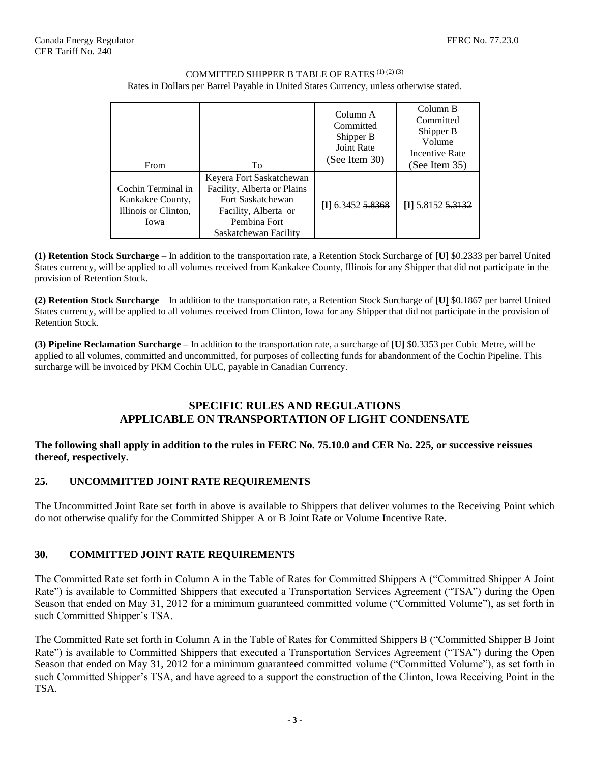COMMITTED SHIPPER B TABLE OF RATES [(1) (2) (3)]

Rates in Dollars per Barrel Payable in United States Currency, unless otherwise stated.

| From | To | Column A Committed Shipper B Joint Rate (See Item 30) | Column B Committed Shipper B Volume Incentive Rate (See Item 35) |
|---|---|---|---|
| Cochin Terminal in Kankakee County, Illinois or Clinton, Iowa | Keyera Fort Saskatchewan Facility, Alberta or Plains Fort Saskatchewan Facility, Alberta or Pembina Fort Saskatchewan Facility | **[I]** 6.3452 ~~5.8368~~ | **[I]** 5.8152 ~~5.3132~~ |

**(1) Retention Stock Surcharge** – In addition to the transportation rate, a Retention Stock Surcharge of **[U]** $0.2333 per barrel United States currency, will be applied to all volumes received from Kankakee County, Illinois for any Shipper that did not participate in the provision of Retention Stock.

**(2) Retention Stock Surcharge** – In addition to the transportation rate, a Retention Stock Surcharge of **[U]** $0.1867 per barrel United States currency, will be applied to all volumes received from Clinton, Iowa for any Shipper that did not participate in the provision of Retention Stock.

**(3) Pipeline Reclamation Surcharge –** In addition to the transportation rate, a surcharge of **[U]** $0.3353 per Cubic Metre, will be applied to all volumes, committed and uncommitted, for purposes of collecting funds for abandonment of the Cochin Pipeline. This surcharge will be invoiced by PKM Cochin ULC, payable in Canadian Currency.

## SPECIFIC RULES AND REGULATIONS APPLICABLE ON TRANSPORTATION OF LIGHT CONDENSATE

**The following shall apply in addition to the rules in FERC No. 75.10.0 and CER No. 225, or successive reissues thereof, respectively.**

### 25. UNCOMMITTED JOINT RATE REQUIREMENTS

The Uncommitted Joint Rate set forth in above is available to Shippers that deliver volumes to the Receiving Point which do not otherwise qualify for the Committed Shipper A or B Joint Rate or Volume Incentive Rate.

### 30. COMMITTED JOINT RATE REQUIREMENTS

The Committed Rate set forth in Column A in the Table of Rates for Committed Shippers A ("Committed Shipper A Joint Rate") is available to Committed Shippers that executed a Transportation Services Agreement ("TSA") during the Open Season that ended on May 31, 2012 for a minimum guaranteed committed volume ("Committed Volume"), as set forth in such Committed Shipper's TSA.

The Committed Rate set forth in Column A in the Table of Rates for Committed Shippers B ("Committed Shipper B Joint Rate") is available to Committed Shippers that executed a Transportation Services Agreement ("TSA") during the Open Season that ended on May 31, 2012 for a minimum guaranteed committed volume ("Committed Volume"), as set forth in such Committed Shipper's TSA, and have agreed to a support the construction of the Clinton, Iowa Receiving Point in the TSA.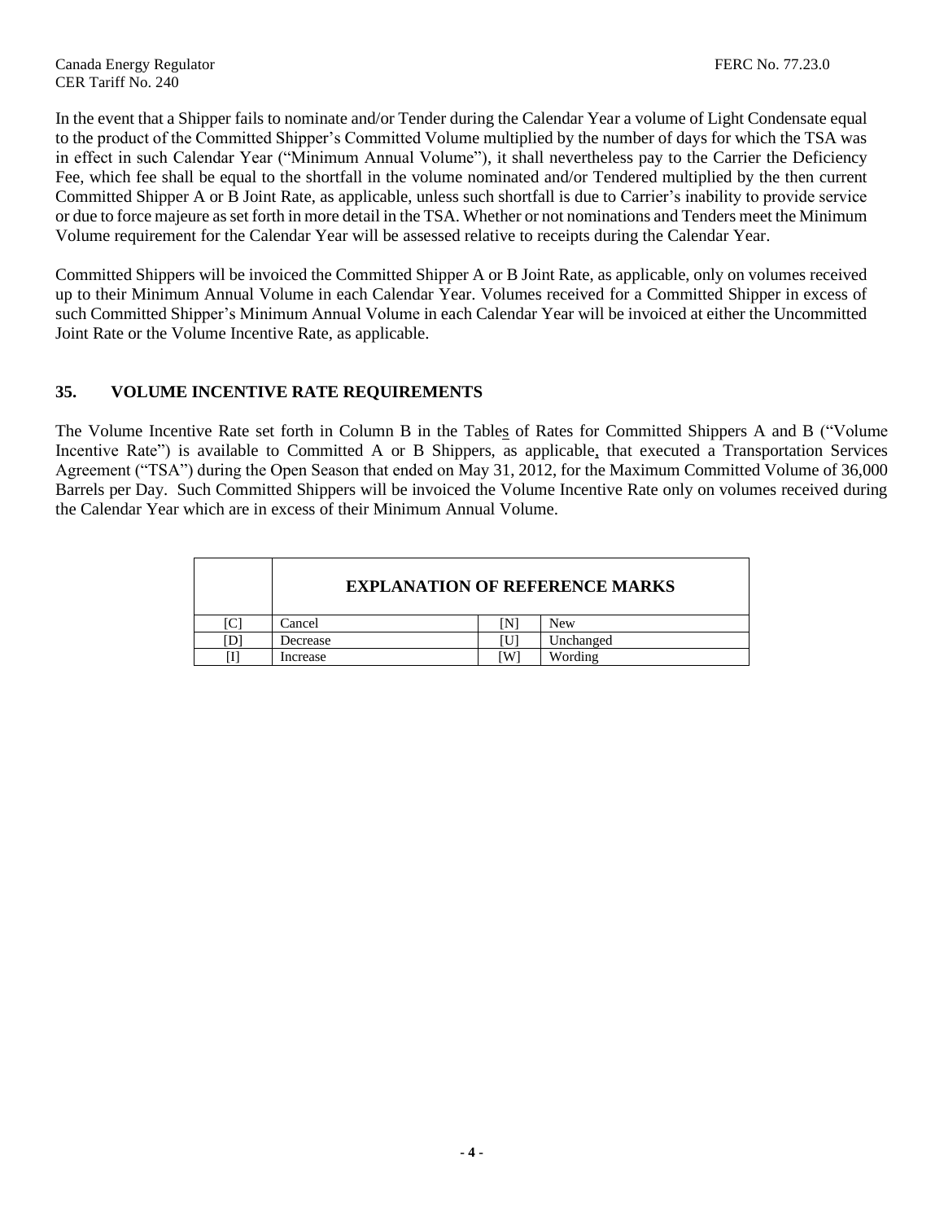In the event that a Shipper fails to nominate and/or Tender during the Calendar Year a volume of Light Condensate equal to the product of the Committed Shipper's Committed Volume multiplied by the number of days for which the TSA was in effect in such Calendar Year ("Minimum Annual Volume"), it shall nevertheless pay to the Carrier the Deficiency Fee, which fee shall be equal to the shortfall in the volume nominated and/or Tendered multiplied by the then current Committed Shipper A or B Joint Rate, as applicable, unless such shortfall is due to Carrier's inability to provide service or due to force majeure as set forth in more detail in the TSA. Whether or not nominations and Tenders meet the Minimum Volume requirement for the Calendar Year will be assessed relative to receipts during the Calendar Year.

Committed Shippers will be invoiced the Committed Shipper A or B Joint Rate, as applicable, only on volumes received up to their Minimum Annual Volume in each Calendar Year. Volumes received for a Committed Shipper in excess of such Committed Shipper's Minimum Annual Volume in each Calendar Year will be invoiced at either the Uncommitted Joint Rate or the Volume Incentive Rate, as applicable.

## 35. VOLUME INCENTIVE RATE REQUIREMENTS

The Volume Incentive Rate set forth in Column B in the Tables of Rates for Committed Shippers A and B ("Volume Incentive Rate") is available to Committed A or B Shippers, as applicable, that executed a Transportation Services Agreement ("TSA") during the Open Season that ended on May 31, 2012, for the Maximum Committed Volume of 36,000 Barrels per Day. Such Committed Shippers will be invoiced the Volume Incentive Rate only on volumes received during the Calendar Year which are in excess of their Minimum Annual Volume.

| | **EXPLANATION OF REFERENCE MARKS** | | |
|---|---|---|---|
| [C] | Cancel | [N] | New |
| [D] | Decrease | [U] | Unchanged |
| [I] | Increase | [W] | Wording |